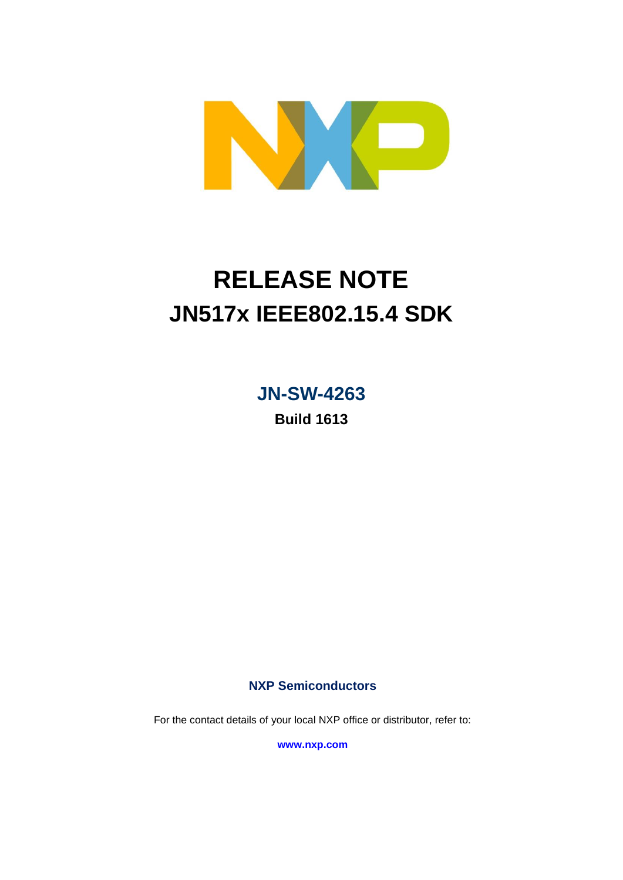# RELEASE NOTE

# JN517x IEEE802.15.4 SDK

## JN-SW-4263

**Build 1613**

**NXP Semiconductors**

For the contact details of your local NXP office or distributor, refer to:

**www.nxp.com**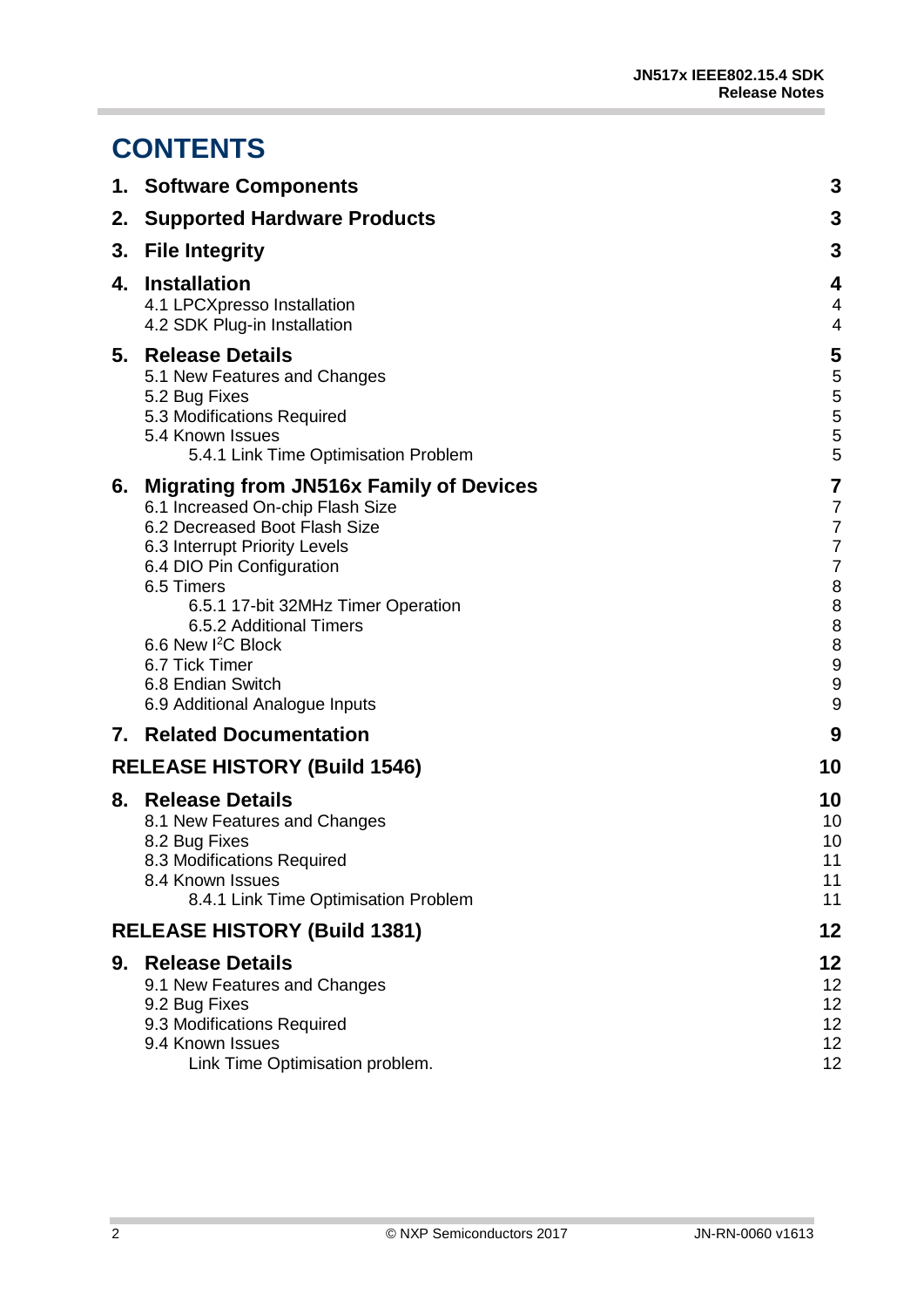# CONTENTS

| | |
|---|---|
| **1. Software Components** | **3** |
| **2. Supported Hardware Products** | **3** |
| **3. File Integrity** | **3** |
| **4. Installation** | **4** |
| 4.1 LPCXpresso Installation | 4 |
| 4.2 SDK Plug-in Installation | 4 |
| **5. Release Details** | **5** |
| 5.1 New Features and Changes | 5 |
| 5.2 Bug Fixes | 5 |
| 5.3 Modifications Required | 5 |
| 5.4 Known Issues | 5 |
| 5.4.1 Link Time Optimisation Problem | 5 |
| **6. Migrating from JN516x Family of Devices** | **7** |
| 6.1 Increased On-chip Flash Size | 7 |
| 6.2 Decreased Boot Flash Size | 7 |
| 6.3 Interrupt Priority Levels | 7 |
| 6.4 DIO Pin Configuration | 7 |
| 6.5 Timers | 8 |
| 6.5.1 17-bit 32MHz Timer Operation | 8 |
| 6.5.2 Additional Timers | 8 |
| 6.6 New I2C Block | 8 |
| 6.7 Tick Timer | 9 |
| 6.8 Endian Switch | 9 |
| 6.9 Additional Analogue Inputs | 9 |
| **7. Related Documentation** | **9** |
| **RELEASE HISTORY (Build 1546)** | **10** |
| **8. Release Details** | **10** |
| 8.1 New Features and Changes | 10 |
| 8.2 Bug Fixes | 10 |
| 8.3 Modifications Required | 11 |
| 8.4 Known Issues | 11 |
| 8.4.1 Link Time Optimisation Problem | 11 |
| **RELEASE HISTORY (Build 1381)** | **12** |
| **9. Release Details** | **12** |
| 9.1 New Features and Changes | 12 |
| 9.2 Bug Fixes | 12 |
| 9.3 Modifications Required | 12 |
| 9.4 Known Issues | 12 |
| Link Time Optimisation problem. | 12 |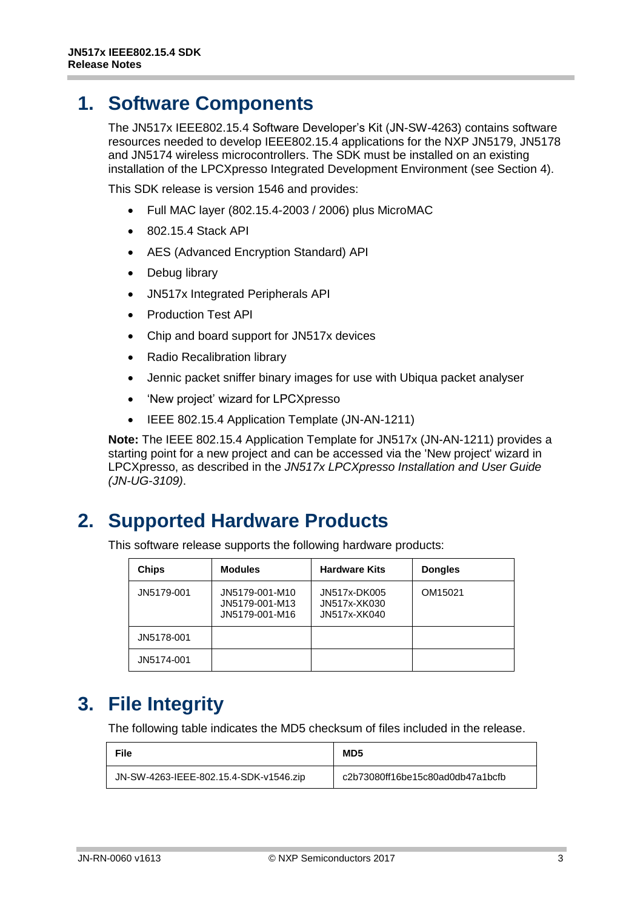# 1. Software Components

The JN517x IEEE802.15.4 Software Developer's Kit (JN-SW-4263) contains software resources needed to develop IEEE802.15.4 applications for the NXP JN5179, JN5178 and JN5174 wireless microcontrollers. The SDK must be installed on an existing installation of the LPCXpresso Integrated Development Environment (see Section 4).

This SDK release is version 1546 and provides:

- Full MAC layer (802.15.4-2003 / 2006) plus MicroMAC
- 802.15.4 Stack API
- AES (Advanced Encryption Standard) API
- Debug library
- JN517x Integrated Peripherals API
- Production Test API
- Chip and board support for JN517x devices
- Radio Recalibration library
- Jennic packet sniffer binary images for use with Ubiqua packet analyser
- 'New project' wizard for LPCXpresso
- IEEE 802.15.4 Application Template (JN-AN-1211)

**Note:** The IEEE 802.15.4 Application Template for JN517x (JN-AN-1211) provides a starting point for a new project and can be accessed via the 'New project' wizard in LPCXpresso, as described in the *JN517x LPCXpresso Installation and User Guide (JN-UG-3109)*.

# 2. Supported Hardware Products

This software release supports the following hardware products:

| Chips | Modules | Hardware Kits | Dongles |
|---|---|---|---|
| JN5179-001 | JN5179-001-M10<br>JN5179-001-M13<br>JN5179-001-M16 | JN517x-DK005<br>JN517x-XK030<br>JN517x-XK040 | OM15021 |
| JN5178-001 | | | |
| JN5174-001 | | | |

# 3. File Integrity

The following table indicates the MD5 checksum of files included in the release.

| File | MD5 |
|---|---|
| JN-SW-4263-IEEE-802.15.4-SDK-v1546.zip | c2b73080ff16be15c80ad0db47a1bcfb |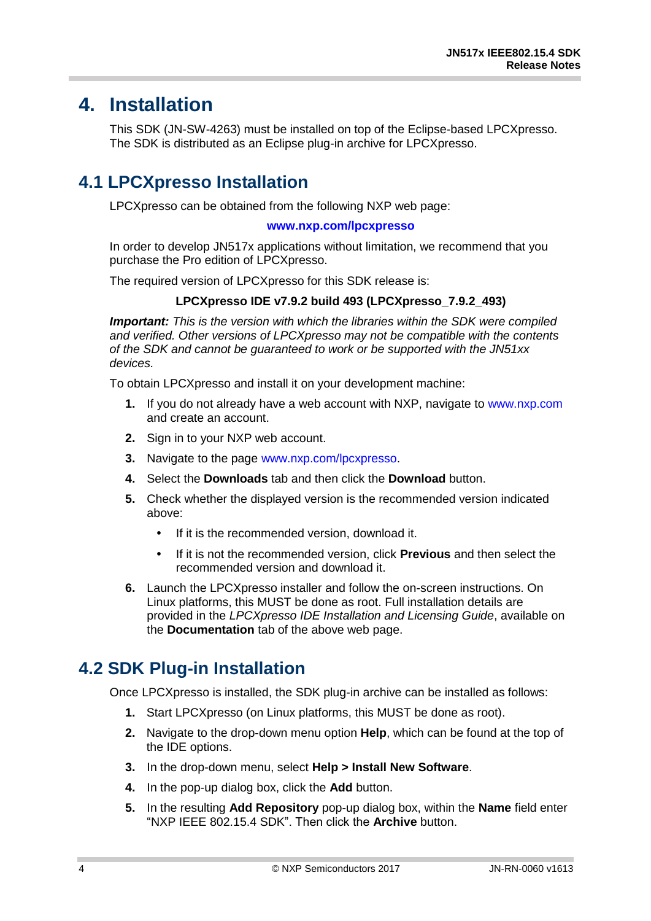# 4. Installation

This SDK (JN-SW-4263) must be installed on top of the Eclipse-based LPCXpresso. The SDK is distributed as an Eclipse plug-in archive for LPCXpresso.

## 4.1 LPCXpresso Installation

LPCXpresso can be obtained from the following NXP web page:

**www.nxp.com/lpcxpresso**

In order to develop JN517x applications without limitation, we recommend that you purchase the Pro edition of LPCXpresso.

The required version of LPCXpresso for this SDK release is:

**LPCXpresso IDE v7.9.2 build 493 (LPCXpresso_7.9.2_493)**

***Important:*** *This is the version with which the libraries within the SDK were compiled and verified. Other versions of LPCXpresso may not be compatible with the contents of the SDK and cannot be guaranteed to work or be supported with the JN51xx devices.*

To obtain LPCXpresso and install it on your development machine:

1. If you do not already have a web account with NXP, navigate to www.nxp.com and create an account.
2. Sign in to your NXP web account.
3. Navigate to the page www.nxp.com/lpcxpresso.
4. Select the **Downloads** tab and then click the **Download** button.
5. Check whether the displayed version is the recommended version indicated above:
   - If it is the recommended version, download it.
   - If it is not the recommended version, click **Previous** and then select the recommended version and download it.
6. Launch the LPCXpresso installer and follow the on-screen instructions. On Linux platforms, this MUST be done as root. Full installation details are provided in the *LPCXpresso IDE Installation and Licensing Guide*, available on the **Documentation** tab of the above web page.

## 4.2 SDK Plug-in Installation

Once LPCXpresso is installed, the SDK plug-in archive can be installed as follows:

1. Start LPCXpresso (on Linux platforms, this MUST be done as root).
2. Navigate to the drop-down menu option **Help**, which can be found at the top of the IDE options.
3. In the drop-down menu, select **Help > Install New Software**.
4. In the pop-up dialog box, click the **Add** button.
5. In the resulting **Add Repository** pop-up dialog box, within the **Name** field enter "NXP IEEE 802.15.4 SDK". Then click the **Archive** button.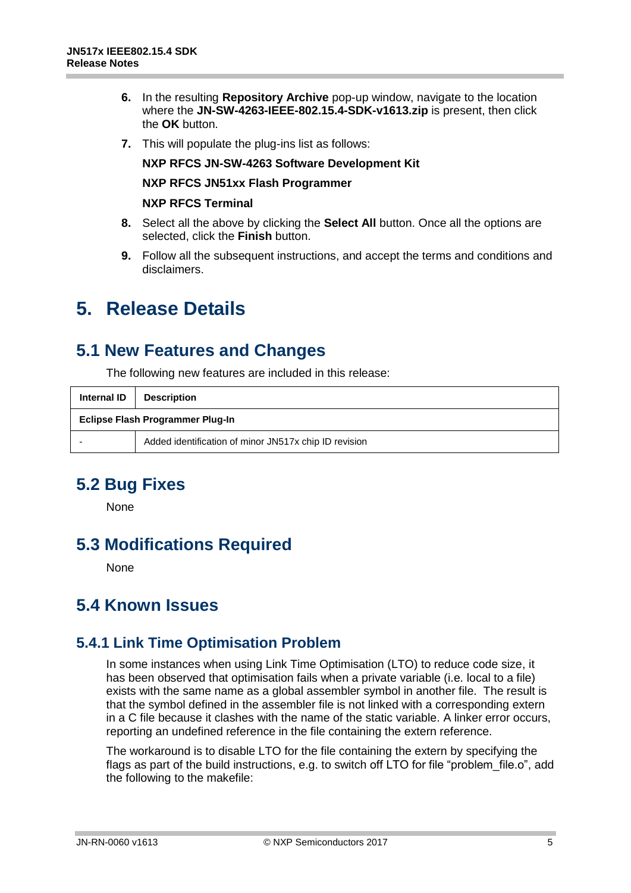6. In the resulting **Repository Archive** pop-up window, navigate to the location where the **JN-SW-4263-IEEE-802.15.4-SDK-v1613.zip** is present, then click the **OK** button.
7. This will populate the plug-ins list as follows:

   **NXP RFCS JN-SW-4263 Software Development Kit**

   **NXP RFCS JN51xx Flash Programmer**

   **NXP RFCS Terminal**
8. Select all the above by clicking the **Select All** button. Once all the options are selected, click the **Finish** button.
9. Follow all the subsequent instructions, and accept the terms and conditions and disclaimers.

# 5. Release Details

## 5.1 New Features and Changes

The following new features are included in this release:

| Internal ID | Description |
|---|---|
| **Eclipse Flash Programmer Plug-In** | |
| - | Added identification of minor JN517x chip ID revision |

## 5.2 Bug Fixes

None

## 5.3 Modifications Required

None

## 5.4 Known Issues

### 5.4.1 Link Time Optimisation Problem

In some instances when using Link Time Optimisation (LTO) to reduce code size, it has been observed that optimisation fails when a private variable (i.e. local to a file) exists with the same name as a global assembler symbol in another file. The result is that the symbol defined in the assembler file is not linked with a corresponding extern in a C file because it clashes with the name of the static variable. A linker error occurs, reporting an undefined reference in the file containing the extern reference.

The workaround is to disable LTO for the file containing the extern by specifying the flags as part of the build instructions, e.g. to switch off LTO for file “problem_file.o”, add the following to the makefile: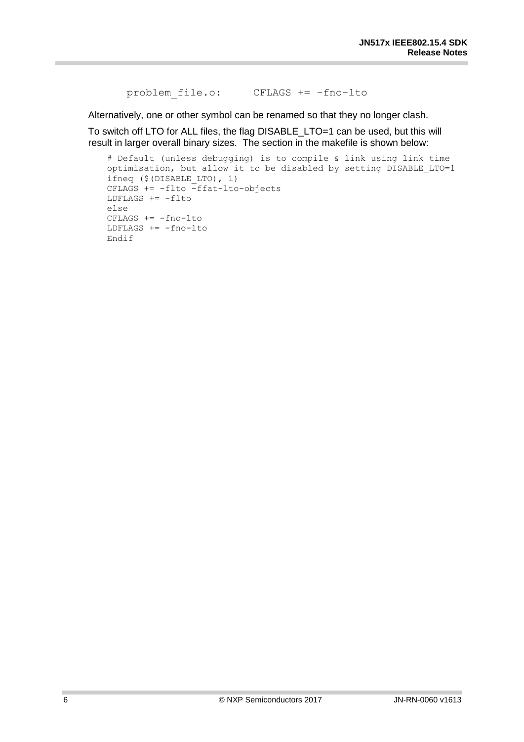```
problem_file.o:     CFLAGS += –fno–lto
```

Alternatively, one or other symbol can be renamed so that they no longer clash.

To switch off LTO for ALL files, the flag DISABLE_LTO=1 can be used, but this will result in larger overall binary sizes. The section in the makefile is shown below:

```
# Default (unless debugging) is to compile & link using link time
optimisation, but allow it to be disabled by setting DISABLE_LTO=1
ifneq ($(DISABLE_LTO), 1)
CFLAGS += -flto -ffat-lto-objects
LDFLAGS += -flto
else
CFLAGS += -fno-lto
LDFLAGS += -fno-lto
Endif
```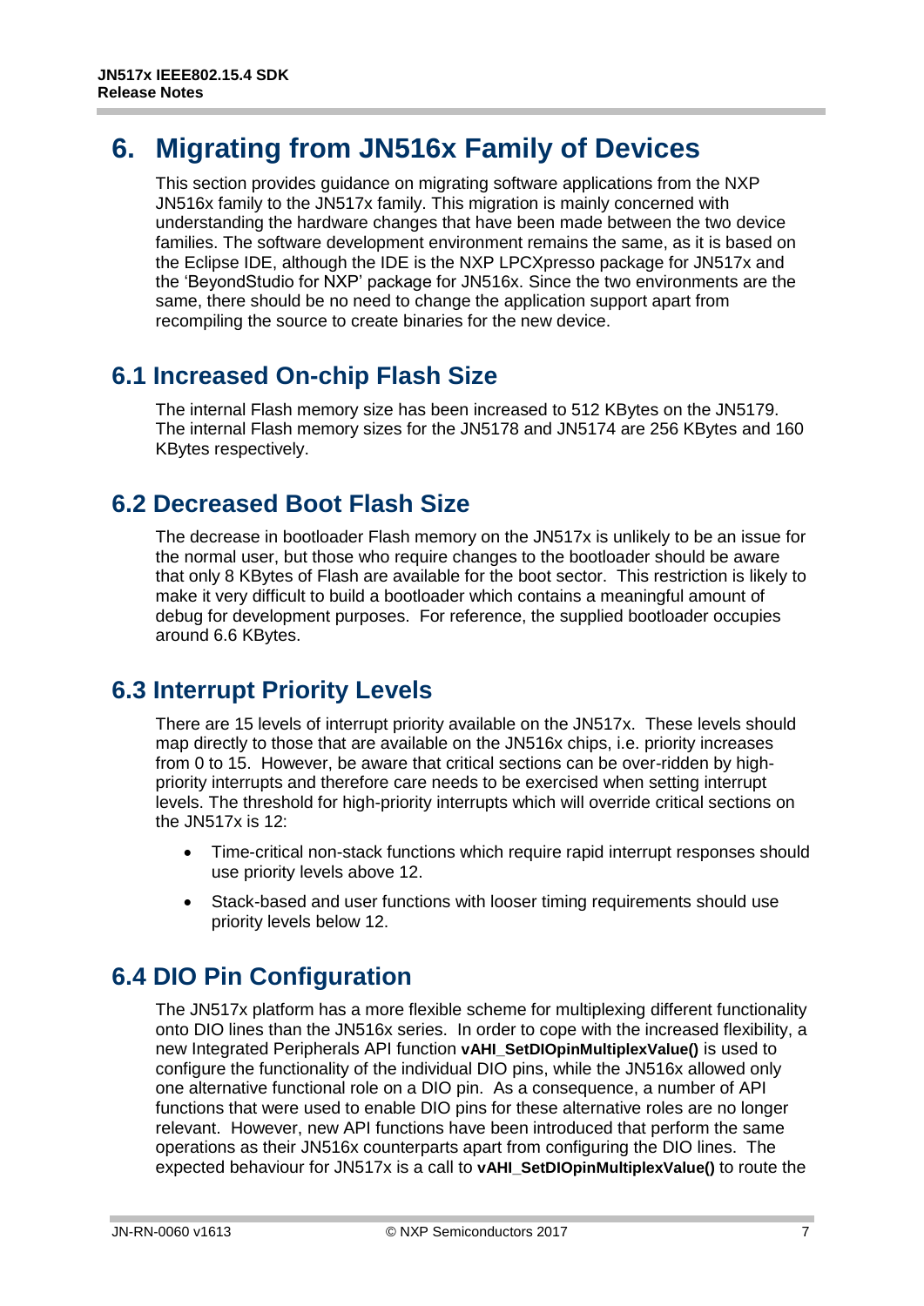# 6. Migrating from JN516x Family of Devices

This section provides guidance on migrating software applications from the NXP JN516x family to the JN517x family. This migration is mainly concerned with understanding the hardware changes that have been made between the two device families. The software development environment remains the same, as it is based on the Eclipse IDE, although the IDE is the NXP LPCXpresso package for JN517x and the 'BeyondStudio for NXP' package for JN516x. Since the two environments are the same, there should be no need to change the application support apart from recompiling the source to create binaries for the new device.

## 6.1 Increased On-chip Flash Size

The internal Flash memory size has been increased to 512 KBytes on the JN5179. The internal Flash memory sizes for the JN5178 and JN5174 are 256 KBytes and 160 KBytes respectively.

## 6.2 Decreased Boot Flash Size

The decrease in bootloader Flash memory on the JN517x is unlikely to be an issue for the normal user, but those who require changes to the bootloader should be aware that only 8 KBytes of Flash are available for the boot sector. This restriction is likely to make it very difficult to build a bootloader which contains a meaningful amount of debug for development purposes. For reference, the supplied bootloader occupies around 6.6 KBytes.

## 6.3 Interrupt Priority Levels

There are 15 levels of interrupt priority available on the JN517x. These levels should map directly to those that are available on the JN516x chips, i.e. priority increases from 0 to 15. However, be aware that critical sections can be over-ridden by high-priority interrupts and therefore care needs to be exercised when setting interrupt levels. The threshold for high-priority interrupts which will override critical sections on the JN517x is 12:

- Time-critical non-stack functions which require rapid interrupt responses should use priority levels above 12.
- Stack-based and user functions with looser timing requirements should use priority levels below 12.

## 6.4 DIO Pin Configuration

The JN517x platform has a more flexible scheme for multiplexing different functionality onto DIO lines than the JN516x series. In order to cope with the increased flexibility, a new Integrated Peripherals API function **vAHI_SetDIOpinMultiplexValue()** is used to configure the functionality of the individual DIO pins, while the JN516x allowed only one alternative functional role on a DIO pin. As a consequence, a number of API functions that were used to enable DIO pins for these alternative roles are no longer relevant. However, new API functions have been introduced that perform the same operations as their JN516x counterparts apart from configuring the DIO lines. The expected behaviour for JN517x is a call to **vAHI_SetDIOpinMultiplexValue()** to route the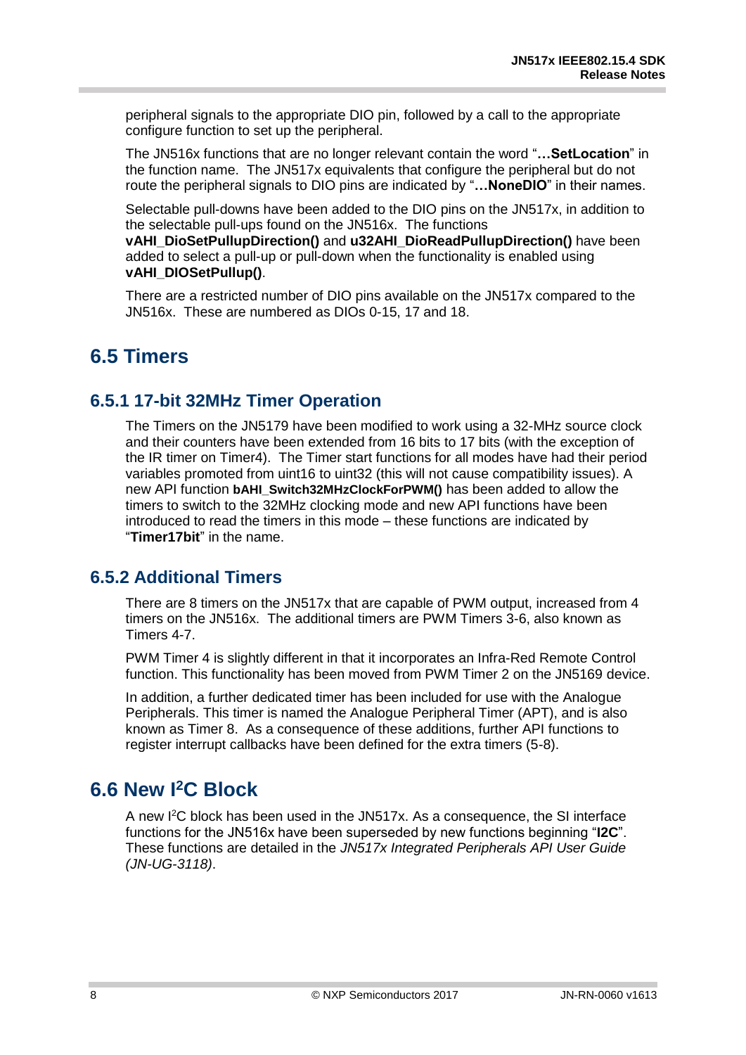peripheral signals to the appropriate DIO pin, followed by a call to the appropriate configure function to set up the peripheral.

The JN516x functions that are no longer relevant contain the word "**…SetLocation**" in the function name. The JN517x equivalents that configure the peripheral but do not route the peripheral signals to DIO pins are indicated by "**…NoneDIO**" in their names.

Selectable pull-downs have been added to the DIO pins on the JN517x, in addition to the selectable pull-ups found on the JN516x. The functions **vAHI_DioSetPullupDirection()** and **u32AHI_DioReadPullupDirection()** have been added to select a pull-up or pull-down when the functionality is enabled using **vAHI_DIOSetPullup()**.

There are a restricted number of DIO pins available on the JN517x compared to the JN516x. These are numbered as DIOs 0-15, 17 and 18.

## 6.5 Timers

### 6.5.1 17-bit 32MHz Timer Operation

The Timers on the JN5179 have been modified to work using a 32-MHz source clock and their counters have been extended from 16 bits to 17 bits (with the exception of the IR timer on Timer4). The Timer start functions for all modes have had their period variables promoted from uint16 to uint32 (this will not cause compatibility issues). A new API function **bAHI_Switch32MHzClockForPWM()** has been added to allow the timers to switch to the 32MHz clocking mode and new API functions have been introduced to read the timers in this mode – these functions are indicated by "**Timer17bit**" in the name.

### 6.5.2 Additional Timers

There are 8 timers on the JN517x that are capable of PWM output, increased from 4 timers on the JN516x. The additional timers are PWM Timers 3-6, also known as Timers 4-7.

PWM Timer 4 is slightly different in that it incorporates an Infra-Red Remote Control function. This functionality has been moved from PWM Timer 2 on the JN5169 device.

In addition, a further dedicated timer has been included for use with the Analogue Peripherals. This timer is named the Analogue Peripheral Timer (APT), and is also known as Timer 8. As a consequence of these additions, further API functions to register interrupt callbacks have been defined for the extra timers (5-8).

## 6.6 New I²C Block

A new I²C block has been used in the JN517x. As a consequence, the SI interface functions for the JN516x have been superseded by new functions beginning "**I2C**". These functions are detailed in the *JN517x Integrated Peripherals API User Guide (JN-UG-3118)*.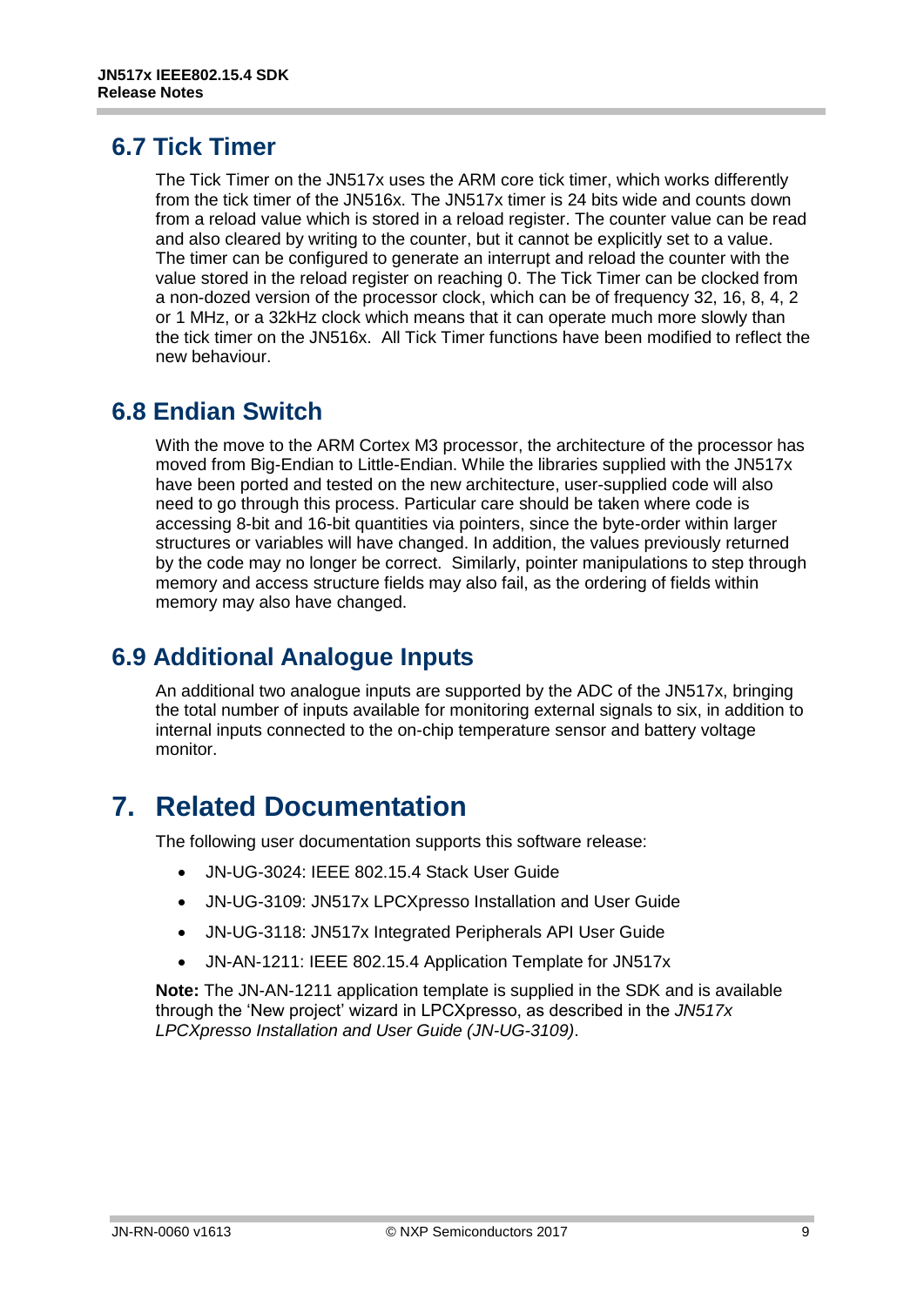## 6.7 Tick Timer

The Tick Timer on the JN517x uses the ARM core tick timer, which works differently from the tick timer of the JN516x. The JN517x timer is 24 bits wide and counts down from a reload value which is stored in a reload register. The counter value can be read and also cleared by writing to the counter, but it cannot be explicitly set to a value. The timer can be configured to generate an interrupt and reload the counter with the value stored in the reload register on reaching 0. The Tick Timer can be clocked from a non-dozed version of the processor clock, which can be of frequency 32, 16, 8, 4, 2 or 1 MHz, or a 32kHz clock which means that it can operate much more slowly than the tick timer on the JN516x. All Tick Timer functions have been modified to reflect the new behaviour.

## 6.8 Endian Switch

With the move to the ARM Cortex M3 processor, the architecture of the processor has moved from Big-Endian to Little-Endian. While the libraries supplied with the JN517x have been ported and tested on the new architecture, user-supplied code will also need to go through this process. Particular care should be taken where code is accessing 8-bit and 16-bit quantities via pointers, since the byte-order within larger structures or variables will have changed. In addition, the values previously returned by the code may no longer be correct. Similarly, pointer manipulations to step through memory and access structure fields may also fail, as the ordering of fields within memory may also have changed.

## 6.9 Additional Analogue Inputs

An additional two analogue inputs are supported by the ADC of the JN517x, bringing the total number of inputs available for monitoring external signals to six, in addition to internal inputs connected to the on-chip temperature sensor and battery voltage monitor.

# 7. Related Documentation

The following user documentation supports this software release:

- JN-UG-3024: IEEE 802.15.4 Stack User Guide
- JN-UG-3109: JN517x LPCXpresso Installation and User Guide
- JN-UG-3118: JN517x Integrated Peripherals API User Guide
- JN-AN-1211: IEEE 802.15.4 Application Template for JN517x

**Note:** The JN-AN-1211 application template is supplied in the SDK and is available through the 'New project' wizard in LPCXpresso, as described in the *JN517x LPCXpresso Installation and User Guide (JN-UG-3109)*.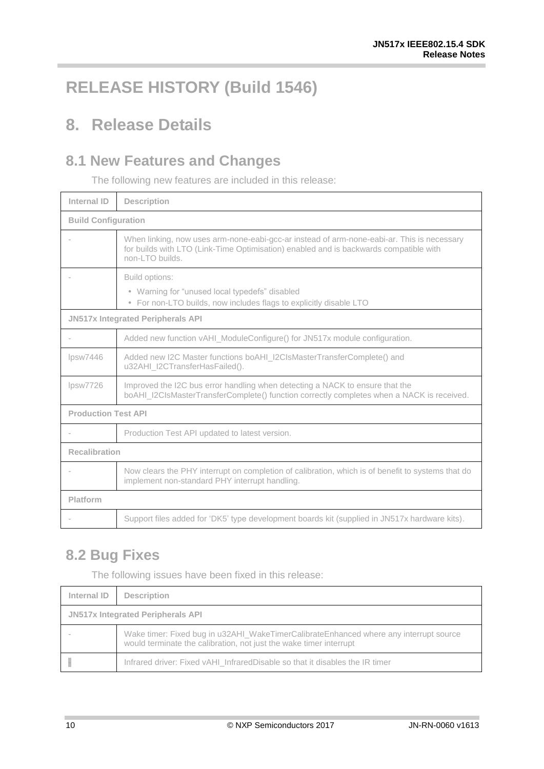# RELEASE HISTORY (Build 1546)

# 8. Release Details

## 8.1 New Features and Changes

The following new features are included in this release:

| Internal ID | Description |
|---|---|
| **Build Configuration** | |
| - | When linking, now uses arm-none-eabi-gcc-ar instead of arm-none-eabi-ar. This is necessary for builds with LTO (Link-Time Optimisation) enabled and is backwards compatible with non-LTO builds. |
| - | Build options:<br>• Warning for “unused local typedefs” disabled<br>• For non-LTO builds, now includes flags to explicitly disable LTO |
| **JN517x Integrated Peripherals API** | |
| - | Added new function vAHI_ModuleConfigure() for JN517x module configuration. |
| lpsw7446 | Added new I2C Master functions boAHI_I2CIsMasterTransferComplete() and u32AHI_I2CTransferHasFailed(). |
| lpsw7726 | Improved the I2C bus error handling when detecting a NACK to ensure that the boAHI_I2CIsMasterTransferComplete() function correctly completes when a NACK is received. |
| **Production Test API** | |
| - | Production Test API updated to latest version. |
| **Recalibration** | |
| - | Now clears the PHY interrupt on completion of calibration, which is of benefit to systems that do implement non-standard PHY interrupt handling. |
| **Platform** | |
| - | Support files added for ‘DK5’ type development boards kit (supplied in JN517x hardware kits). |

## 8.2 Bug Fixes

The following issues have been fixed in this release:

| Internal ID | Description |
|---|---|
| **JN517x Integrated Peripherals API** | |
| - | Wake timer: Fixed bug in u32AHI_WakeTimerCalibrateEnhanced where any interrupt source would terminate the calibration, not just the wake timer interrupt |
| - | Infrared driver: Fixed vAHI_InfraredDisable so that it disables the IR timer |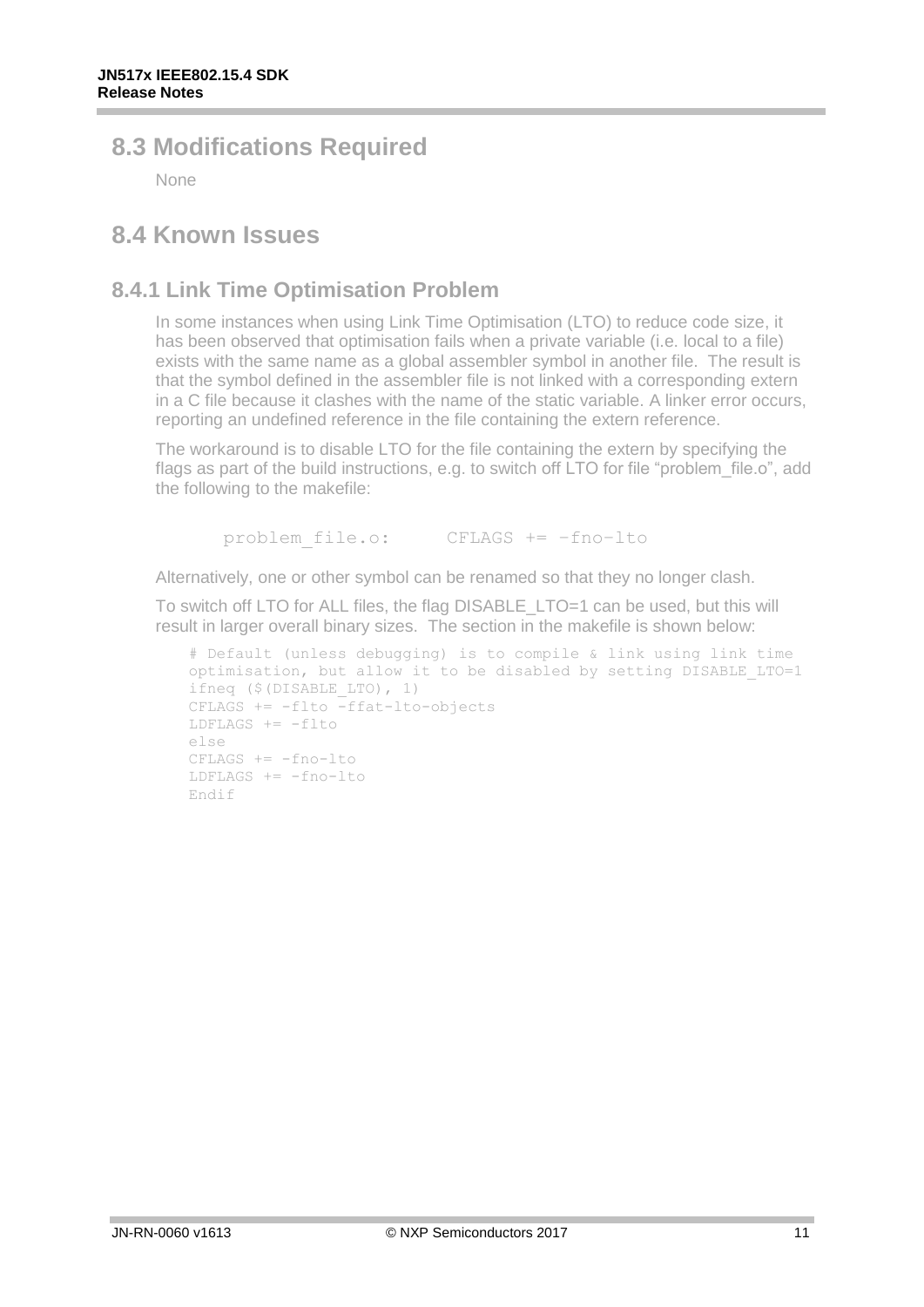## 8.3 Modifications Required

None

## 8.4 Known Issues

### 8.4.1 Link Time Optimisation Problem

In some instances when using Link Time Optimisation (LTO) to reduce code size, it has been observed that optimisation fails when a private variable (i.e. local to a file) exists with the same name as a global assembler symbol in another file. The result is that the symbol defined in the assembler file is not linked with a corresponding extern in a C file because it clashes with the name of the static variable. A linker error occurs, reporting an undefined reference in the file containing the extern reference.

The workaround is to disable LTO for the file containing the extern by specifying the flags as part of the build instructions, e.g. to switch off LTO for file "problem_file.o", add the following to the makefile:

```
problem_file.o:     CFLAGS += –fno–lto
```

Alternatively, one or other symbol can be renamed so that they no longer clash.

To switch off LTO for ALL files, the flag DISABLE_LTO=1 can be used, but this will result in larger overall binary sizes. The section in the makefile is shown below:

```
# Default (unless debugging) is to compile & link using link time
optimisation, but allow it to be disabled by setting DISABLE_LTO=1
ifneq ($(DISABLE_LTO), 1)
CFLAGS += -flto -ffat-lto-objects
LDFLAGS += -flto
else
CFLAGS += -fno-lto
LDFLAGS += -fno-lto
Endif
```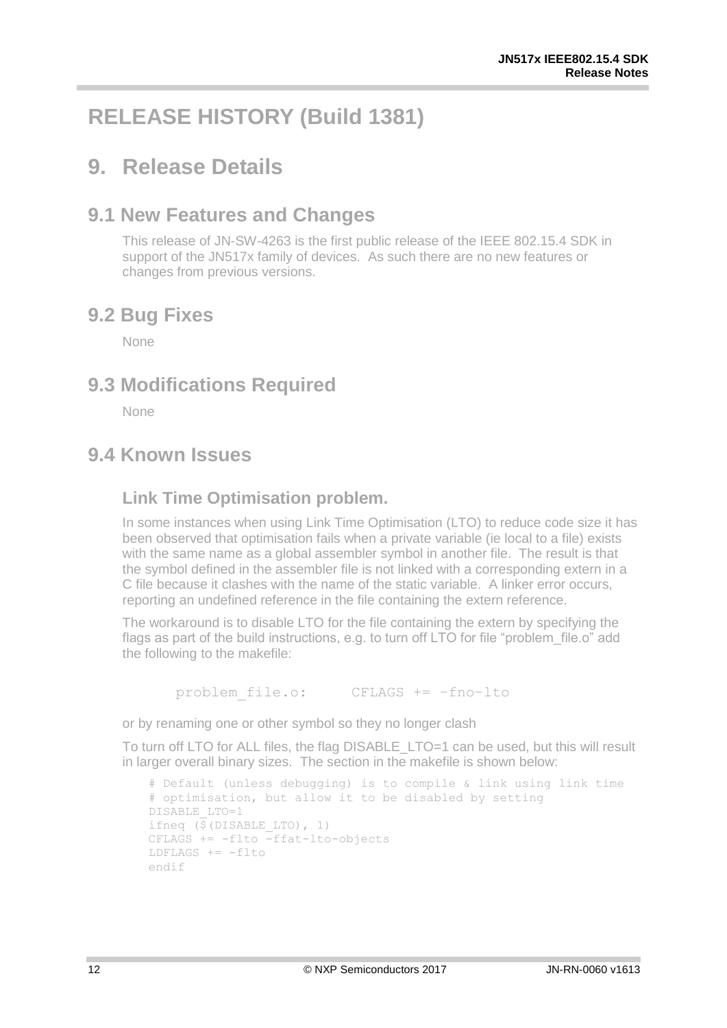# RELEASE HISTORY (Build 1381)

# 9. Release Details

## 9.1 New Features and Changes

This release of JN-SW-4263 is the first public release of the IEEE 802.15.4 SDK in support of the JN517x family of devices. As such there are no new features or changes from previous versions.

## 9.2 Bug Fixes

None

## 9.3 Modifications Required

None

## 9.4 Known Issues

### Link Time Optimisation problem.

In some instances when using Link Time Optimisation (LTO) to reduce code size it has been observed that optimisation fails when a private variable (ie local to a file) exists with the same name as a global assembler symbol in another file. The result is that the symbol defined in the assembler file is not linked with a corresponding extern in a C file because it clashes with the name of the static variable. A linker error occurs, reporting an undefined reference in the file containing the extern reference.

The workaround is to disable LTO for the file containing the extern by specifying the flags as part of the build instructions, e.g. to turn off LTO for file "problem_file.o" add the following to the makefile:

```
problem_file.o:      CFLAGS += -fno-lto
```

or by renaming one or other symbol so they no longer clash

To turn off LTO for ALL files, the flag DISABLE_LTO=1 can be used, but this will result in larger overall binary sizes. The section in the makefile is shown below:

```
# Default (unless debugging) is to compile & link using link time
# optimisation, but allow it to be disabled by setting
DISABLE_LTO=1
ifneq ($(DISABLE_LTO), 1)
CFLAGS += -flto -ffat-lto-objects
LDFLAGS += -flto
endif
```